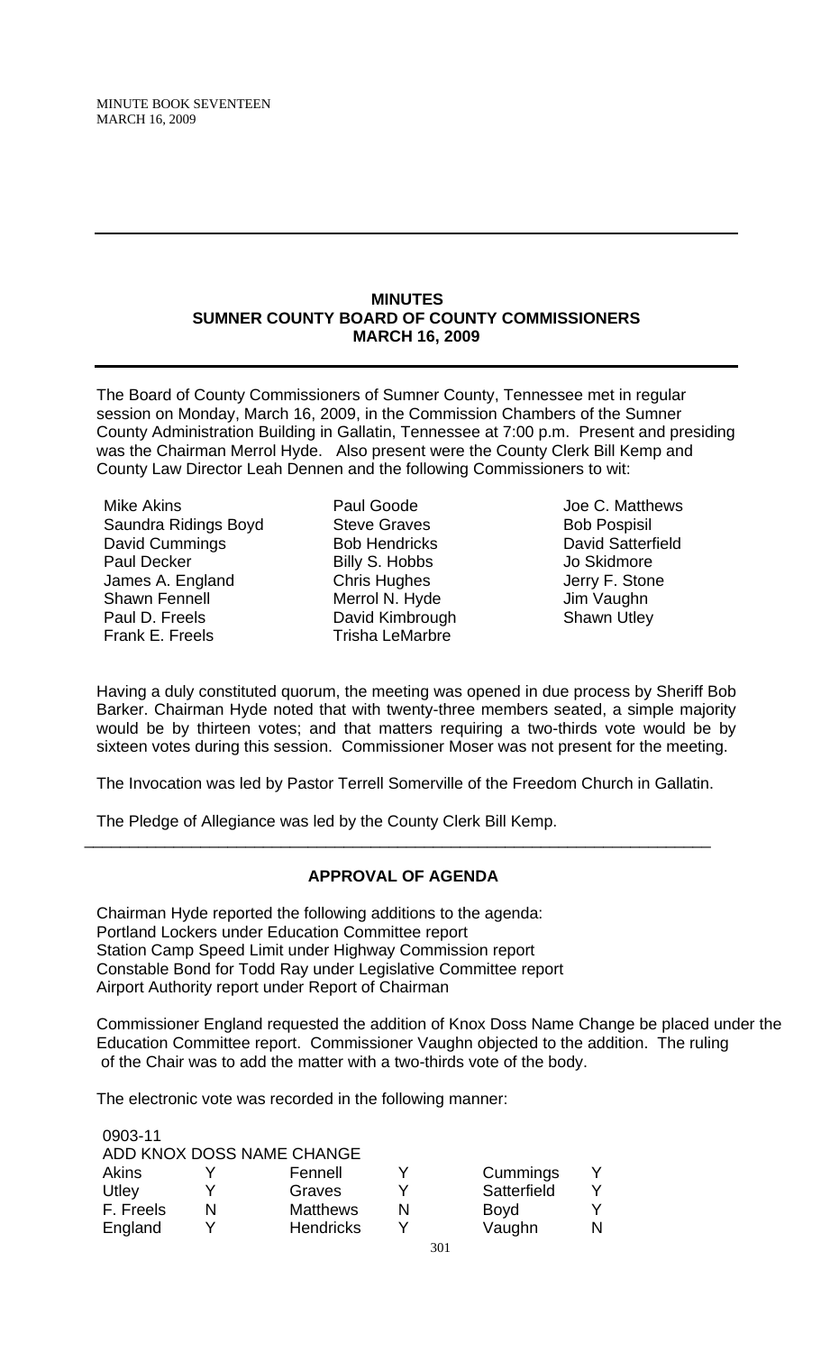# MINUTES
## SUMNER COUNTY BOARD OF COUNTY COMMISSIONERS
## MARCH 16, 2009

The Board of County Commissioners of Sumner County, Tennessee met in regular session on Monday, March 16, 2009, in the Commission Chambers of the Sumner County Administration Building in Gallatin, Tennessee at 7:00 p.m. Present and presiding was the Chairman Merrol Hyde. Also present were the County Clerk Bill Kemp and County Law Director Leah Dennen and the following Commissioners to wit:

| | | |
|---|---|---|
| Mike Akins | Paul Goode | Joe C. Matthews |
| Saundra Ridings Boyd | Steve Graves | Bob Pospisil |
| David Cummings | Bob Hendricks | David Satterfield |
| Paul Decker | Billy S. Hobbs | Jo Skidmore |
| James A. England | Chris Hughes | Jerry F. Stone |
| Shawn Fennell | Merrol N. Hyde | Jim Vaughn |
| Paul D. Freels | David Kimbrough | Shawn Utley |
| Frank E. Freels | Trisha LeMarbre | |

Having a duly constituted quorum, the meeting was opened in due process by Sheriff Bob Barker. Chairman Hyde noted that with twenty-three members seated, a simple majority would be by thirteen votes; and that matters requiring a two-thirds vote would be by sixteen votes during this session. Commissioner Moser was not present for the meeting.

The Invocation was led by Pastor Terrell Somerville of the Freedom Church in Gallatin.

The Pledge of Allegiance was led by the County Clerk Bill Kemp.

---

### APPROVAL OF AGENDA

Chairman Hyde reported the following additions to the agenda:
Portland Lockers under Education Committee report
Station Camp Speed Limit under Highway Commission report
Constable Bond for Todd Ray under Legislative Committee report
Airport Authority report under Report of Chairman

Commissioner England requested the addition of Knox Doss Name Change be placed under the Education Committee report. Commissioner Vaughn objected to the addition. The ruling of the Chair was to add the matter with a two-thirds vote of the body.

The electronic vote was recorded in the following manner:

0903-11
ADD KNOX DOSS NAME CHANGE

| | | | | | |
|---|---|---|---|---|---|
| Akins | Y | Fennell | Y | Cummings | Y |
| Utley | Y | Graves | Y | Satterfield | Y |
| F. Freels | N | Matthews | N | Boyd | Y |
| England | Y | Hendricks | Y | Vaughn | N |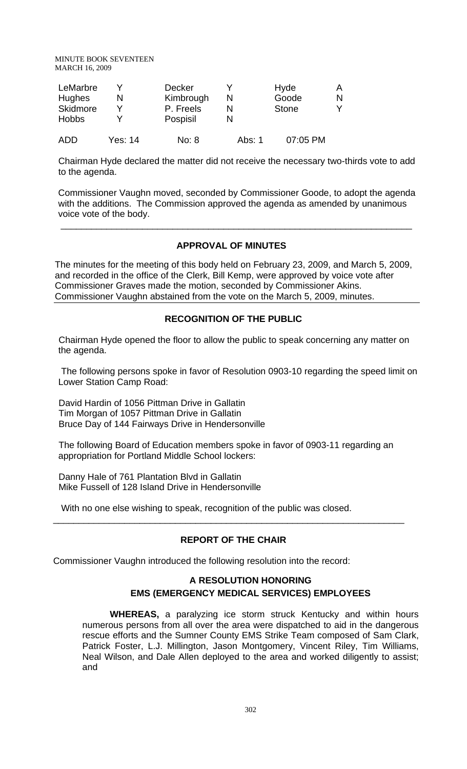| LeMarbre | Y | Decker | Y | Hyde | A |
|---|---|---|---|---|---|
| Hughes | N | Kimbrough | N | Goode | N |
| Skidmore | Y | P. Freels | N | Stone | Y |
| Hobbs | Y | Pospisil | N | | |
| ADD | Yes: 14 | No: 8 | Abs: 1 | 07:05 PM | |

Chairman Hyde declared the matter did not receive the necessary two-thirds vote to add to the agenda.

Commissioner Vaughn moved, seconded by Commissioner Goode, to adopt the agenda with the additions. The Commission approved the agenda as amended by unanimous voice vote of the body.

---

## APPROVAL OF MINUTES

The minutes for the meeting of this body held on February 23, 2009, and March 5, 2009, and recorded in the office of the Clerk, Bill Kemp, were approved by voice vote after Commissioner Graves made the motion, seconded by Commissioner Akins. Commissioner Vaughn abstained from the vote on the March 5, 2009, minutes.

---

## RECOGNITION OF THE PUBLIC

Chairman Hyde opened the floor to allow the public to speak concerning any matter on the agenda.

The following persons spoke in favor of Resolution 0903-10 regarding the speed limit on Lower Station Camp Road:

David Hardin of 1056 Pittman Drive in Gallatin
Tim Morgan of 1057 Pittman Drive in Gallatin
Bruce Day of 144 Fairways Drive in Hendersonville

The following Board of Education members spoke in favor of 0903-11 regarding an appropriation for Portland Middle School lockers:

Danny Hale of 761 Plantation Blvd in Gallatin
Mike Fussell of 128 Island Drive in Hendersonville

With no one else wishing to speak, recognition of the public was closed.

---

## REPORT OF THE CHAIR

Commissioner Vaughn introduced the following resolution into the record:

### A RESOLUTION HONORING EMS (EMERGENCY MEDICAL SERVICES) EMPLOYEES

**WHEREAS,** a paralyzing ice storm struck Kentucky and within hours numerous persons from all over the area were dispatched to aid in the dangerous rescue efforts and the Sumner County EMS Strike Team composed of Sam Clark, Patrick Foster, L.J. Millington, Jason Montgomery, Vincent Riley, Tim Williams, Neal Wilson, and Dale Allen deployed to the area and worked diligently to assist; and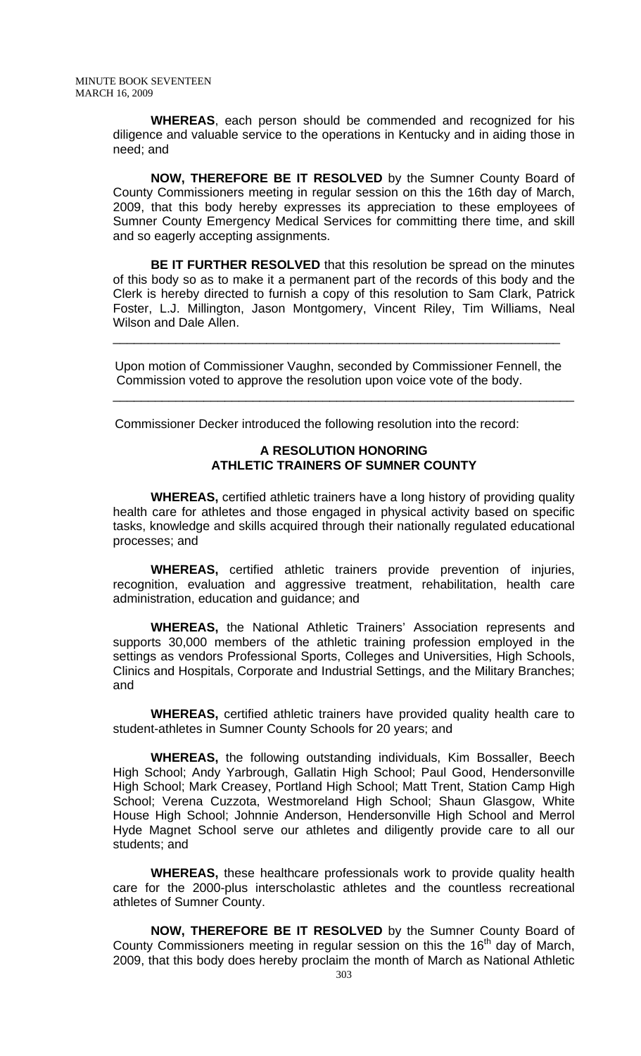**WHEREAS**, each person should be commended and recognized for his diligence and valuable service to the operations in Kentucky and in aiding those in need; and

**NOW, THEREFORE BE IT RESOLVED** by the Sumner County Board of County Commissioners meeting in regular session on this the 16th day of March, 2009, that this body hereby expresses its appreciation to these employees of Sumner County Emergency Medical Services for committing there time, and skill and so eagerly accepting assignments.

**BE IT FURTHER RESOLVED** that this resolution be spread on the minutes of this body so as to make it a permanent part of the records of this body and the Clerk is hereby directed to furnish a copy of this resolution to Sam Clark, Patrick Foster, L.J. Millington, Jason Montgomery, Vincent Riley, Tim Williams, Neal Wilson and Dale Allen.

---

Upon motion of Commissioner Vaughn, seconded by Commissioner Fennell, the Commission voted to approve the resolution upon voice vote of the body.

---

Commissioner Decker introduced the following resolution into the record:

**A RESOLUTION HONORING ATHLETIC TRAINERS OF SUMNER COUNTY**

**WHEREAS,** certified athletic trainers have a long history of providing quality health care for athletes and those engaged in physical activity based on specific tasks, knowledge and skills acquired through their nationally regulated educational processes; and

**WHEREAS,** certified athletic trainers provide prevention of injuries, recognition, evaluation and aggressive treatment, rehabilitation, health care administration, education and guidance; and

**WHEREAS,** the National Athletic Trainers' Association represents and supports 30,000 members of the athletic training profession employed in the settings as vendors Professional Sports, Colleges and Universities, High Schools, Clinics and Hospitals, Corporate and Industrial Settings, and the Military Branches; and

**WHEREAS,** certified athletic trainers have provided quality health care to student-athletes in Sumner County Schools for 20 years; and

**WHEREAS,** the following outstanding individuals, Kim Bossaller, Beech High School; Andy Yarbrough, Gallatin High School; Paul Good, Hendersonville High School; Mark Creasey, Portland High School; Matt Trent, Station Camp High School; Verena Cuzzota, Westmoreland High School; Shaun Glasgow, White House High School; Johnnie Anderson, Hendersonville High School and Merrol Hyde Magnet School serve our athletes and diligently provide care to all our students; and

**WHEREAS,** these healthcare professionals work to provide quality health care for the 2000-plus interscholastic athletes and the countless recreational athletes of Sumner County.

**NOW, THEREFORE BE IT RESOLVED** by the Sumner County Board of County Commissioners meeting in regular session on this the 16th day of March, 2009, that this body does hereby proclaim the month of March as National Athletic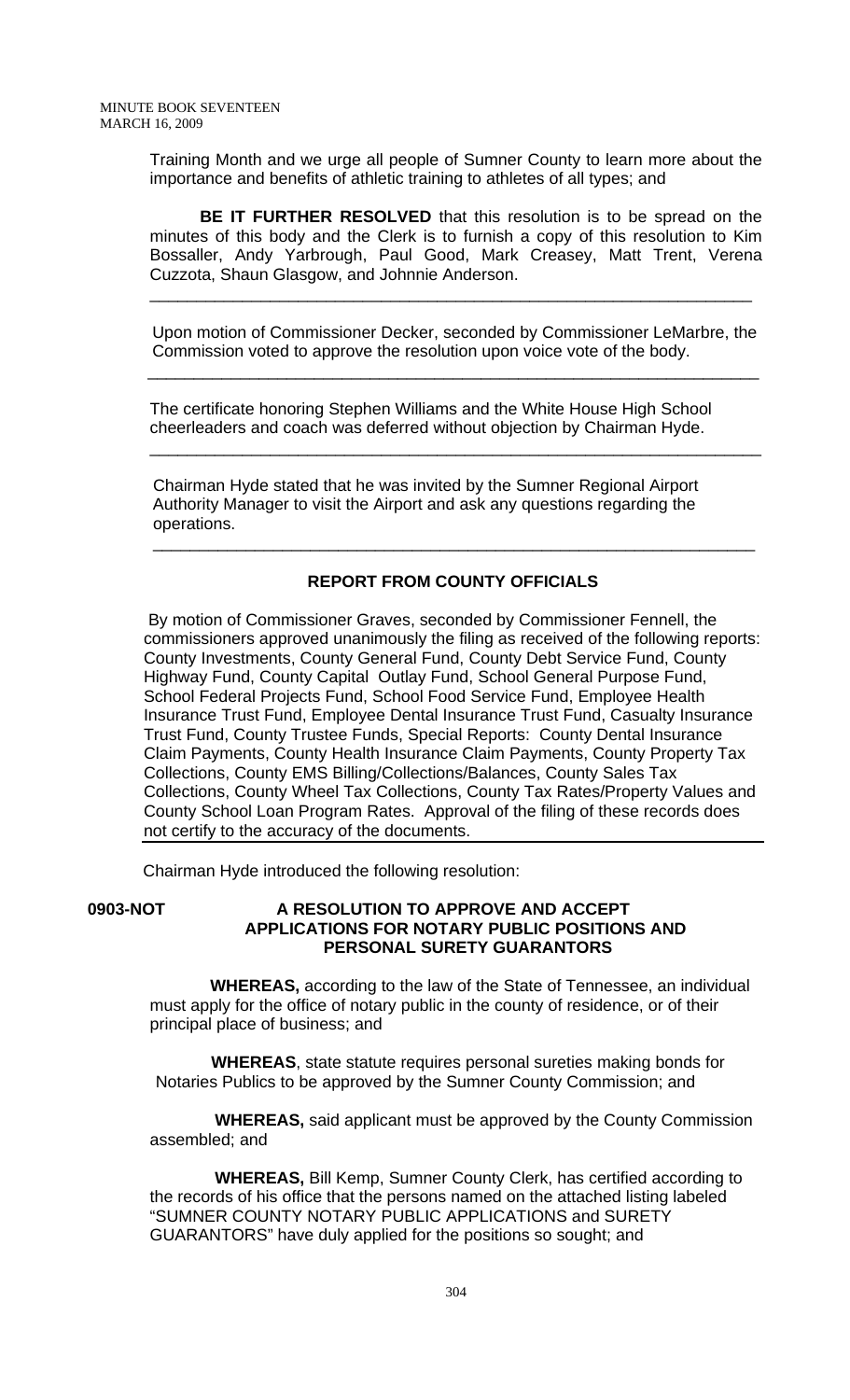Training Month and we urge all people of Sumner County to learn more about the importance and benefits of athletic training to athletes of all types; and

**BE IT FURTHER RESOLVED** that this resolution is to be spread on the minutes of this body and the Clerk is to furnish a copy of this resolution to Kim Bossaller, Andy Yarbrough, Paul Good, Mark Creasey, Matt Trent, Verena Cuzzota, Shaun Glasgow, and Johnnie Anderson.

---

Upon motion of Commissioner Decker, seconded by Commissioner LeMarbre, the Commission voted to approve the resolution upon voice vote of the body.

---

The certificate honoring Stephen Williams and the White House High School cheerleaders and coach was deferred without objection by Chairman Hyde.

---

Chairman Hyde stated that he was invited by the Sumner Regional Airport Authority Manager to visit the Airport and ask any questions regarding the operations.

---

## REPORT FROM COUNTY OFFICIALS

By motion of Commissioner Graves, seconded by Commissioner Fennell, the commissioners approved unanimously the filing as received of the following reports: County Investments, County General Fund, County Debt Service Fund, County Highway Fund, County Capital Outlay Fund, School General Purpose Fund, School Federal Projects Fund, School Food Service Fund, Employee Health Insurance Trust Fund, Employee Dental Insurance Trust Fund, Casualty Insurance Trust Fund, County Trustee Funds, Special Reports: County Dental Insurance Claim Payments, County Health Insurance Claim Payments, County Property Tax Collections, County EMS Billing/Collections/Balances, County Sales Tax Collections, County Wheel Tax Collections, County Tax Rates/Property Values and County School Loan Program Rates. Approval of the filing of these records does not certify to the accuracy of the documents.

---

Chairman Hyde introduced the following resolution:

**0903-NOT** **A RESOLUTION TO APPROVE AND ACCEPT APPLICATIONS FOR NOTARY PUBLIC POSITIONS AND PERSONAL SURETY GUARANTORS**

**WHEREAS,** according to the law of the State of Tennessee, an individual must apply for the office of notary public in the county of residence, or of their principal place of business; and

**WHEREAS**, state statute requires personal sureties making bonds for Notaries Publics to be approved by the Sumner County Commission; and

**WHEREAS,** said applicant must be approved by the County Commission assembled; and

**WHEREAS,** Bill Kemp, Sumner County Clerk, has certified according to the records of his office that the persons named on the attached listing labeled "SUMNER COUNTY NOTARY PUBLIC APPLICATIONS and SURETY GUARANTORS" have duly applied for the positions so sought; and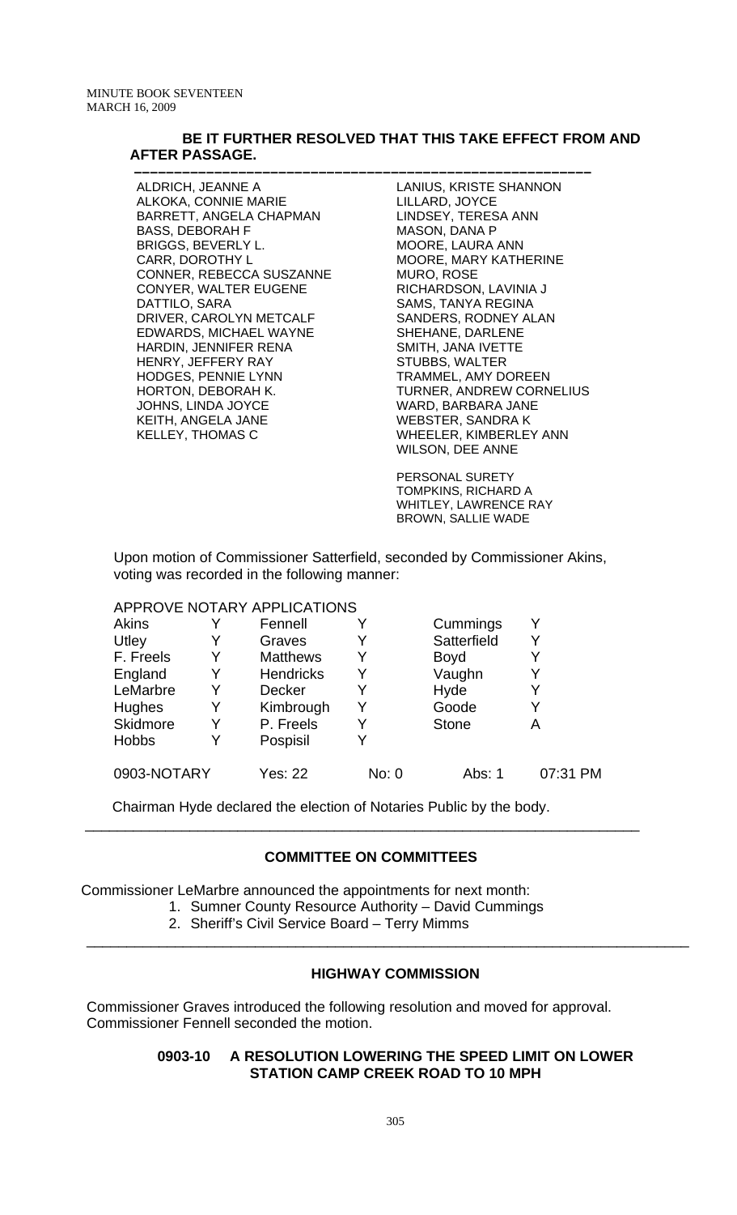**BE IT FURTHER RESOLVED THAT THIS TAKE EFFECT FROM AND AFTER PASSAGE.**

---

ALDRICH, JEANNE A
ALKOKA, CONNIE MARIE
BARRETT, ANGELA CHAPMAN
BASS, DEBORAH F
BRIGGS, BEVERLY L.
CARR, DOROTHY L
CONNER, REBECCA SUSZANNE
CONYER, WALTER EUGENE
DATTILO, SARA
DRIVER, CAROLYN METCALF
EDWARDS, MICHAEL WAYNE
HARDIN, JENNIFER RENA
HENRY, JEFFERY RAY
HODGES, PENNIE LYNN
HORTON, DEBORAH K.
JOHNS, LINDA JOYCE
KEITH, ANGELA JANE
KELLEY, THOMAS C
LANIUS, KRISTE SHANNON
LILLARD, JOYCE
LINDSEY, TERESA ANN
MASON, DANA P
MOORE, LAURA ANN
MOORE, MARY KATHERINE
MURO, ROSE
RICHARDSON, LAVINIA J
SAMS, TANYA REGINA
SANDERS, RODNEY ALAN
SHEHANE, DARLENE
SMITH, JANA IVETTE
STUBBS, WALTER
TRAMMEL, AMY DOREEN
TURNER, ANDREW CORNELIUS
WARD, BARBARA JANE
WEBSTER, SANDRA K
WHEELER, KIMBERLEY ANN
WILSON, DEE ANNE

PERSONAL SURETY
TOMPKINS, RICHARD A
WHITLEY, LAWRENCE RAY
BROWN, SALLIE WADE

Upon motion of Commissioner Satterfield, seconded by Commissioner Akins, voting was recorded in the following manner:

APPROVE NOTARY APPLICATIONS

| | | | | | |
|---|---|---|---|---|---|
| Akins | Y | Fennell | Y | Cummings | Y |
| Utley | Y | Graves | Y | Satterfield | Y |
| F. Freels | Y | Matthews | Y | Boyd | Y |
| England | Y | Hendricks | Y | Vaughn | Y |
| LeMarbre | Y | Decker | Y | Hyde | Y |
| Hughes | Y | Kimbrough | Y | Goode | Y |
| Skidmore | Y | P. Freels | Y | Stone | A |
| Hobbs | Y | Pospisil | Y | | |

0903-NOTARY Yes: 22 No: 0 Abs: 1 07:31 PM

Chairman Hyde declared the election of Notaries Public by the body.

---

## COMMITTEE ON COMMITTEES

Commissioner LeMarbre announced the appointments for next month:

1. Sumner County Resource Authority – David Cummings
2. Sheriff's Civil Service Board – Terry Mimms

---

## HIGHWAY COMMISSION

Commissioner Graves introduced the following resolution and moved for approval. Commissioner Fennell seconded the motion.

**0903-10 A RESOLUTION LOWERING THE SPEED LIMIT ON LOWER STATION CAMP CREEK ROAD TO 10 MPH**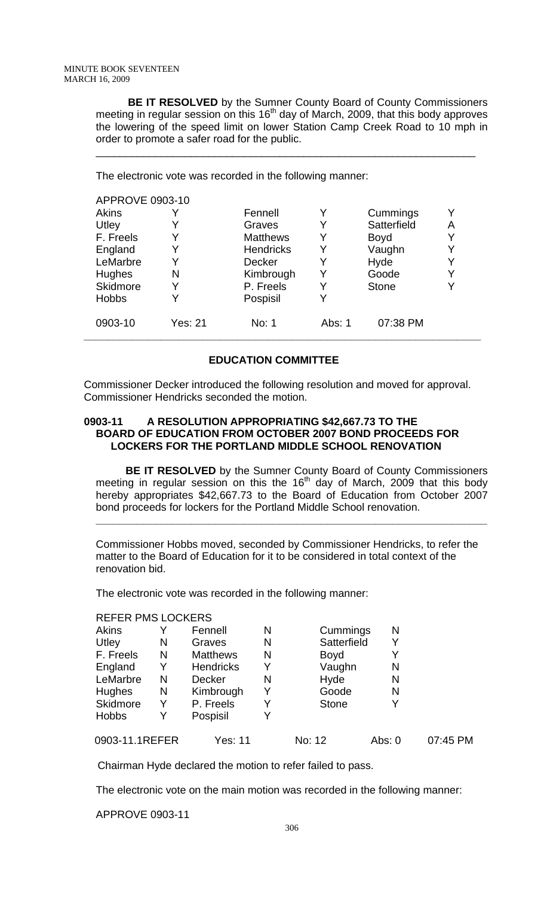**BE IT RESOLVED** by the Sumner County Board of County Commissioners meeting in regular session on this 16th day of March, 2009, that this body approves the lowering of the speed limit on lower Station Camp Creek Road to 10 mph in order to promote a safer road for the public.

---

The electronic vote was recorded in the following manner:

APPROVE 0903-10

| | | | | | |
|---|---|---|---|---|---|
| Akins | Y | Fennell | Y | Cummings | Y |
| Utley | Y | Graves | Y | Satterfield | A |
| F. Freels | Y | Matthews | Y | Boyd | Y |
| England | Y | Hendricks | Y | Vaughn | Y |
| LeMarbre | Y | Decker | Y | Hyde | Y |
| Hughes | N | Kimbrough | Y | Goode | Y |
| Skidmore | Y | P. Freels | Y | Stone | Y |
| Hobbs | Y | Pospisil | Y | | |

0903-10 Yes: 21 No: 1 Abs: 1 07:38 PM

---

## EDUCATION COMMITTEE

Commissioner Decker introduced the following resolution and moved for approval. Commissioner Hendricks seconded the motion.

### 0903-11 A RESOLUTION APPROPRIATING $42,667.73 TO THE BOARD OF EDUCATION FROM OCTOBER 2007 BOND PROCEEDS FOR LOCKERS FOR THE PORTLAND MIDDLE SCHOOL RENOVATION

**BE IT RESOLVED** by the Sumner County Board of County Commissioners meeting in regular session on this the 16th day of March, 2009 that this body hereby appropriates $42,667.73 to the Board of Education from October 2007 bond proceeds for lockers for the Portland Middle School renovation.

---

Commissioner Hobbs moved, seconded by Commissioner Hendricks, to refer the matter to the Board of Education for it to be considered in total context of the renovation bid.

The electronic vote was recorded in the following manner:

REFER PMS LOCKERS

| | | | | | |
|---|---|---|---|---|---|
| Akins | Y | Fennell | N | Cummings | N |
| Utley | N | Graves | N | Satterfield | Y |
| F. Freels | N | Matthews | N | Boyd | Y |
| England | Y | Hendricks | Y | Vaughn | N |
| LeMarbre | N | Decker | N | Hyde | N |
| Hughes | N | Kimbrough | Y | Goode | N |
| Skidmore | Y | P. Freels | Y | Stone | Y |
| Hobbs | Y | Pospisil | Y | | |

0903-11.1REFER Yes: 11 No: 12 Abs: 0 07:45 PM

Chairman Hyde declared the motion to refer failed to pass.

The electronic vote on the main motion was recorded in the following manner:

APPROVE 0903-11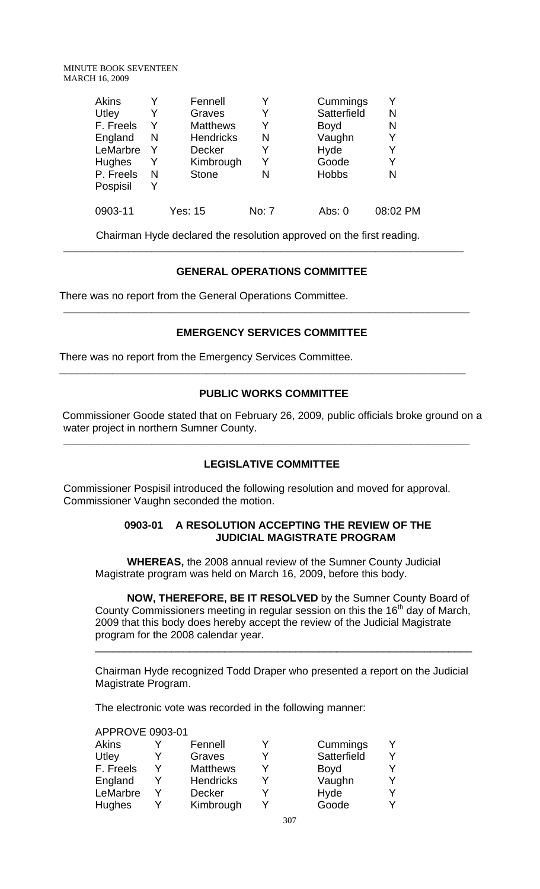| Akins | Y | Fennell | Y | Cummings | Y |
|---|---|---|---|---|---|
| Utley | Y | Graves | Y | Satterfield | N |
| F. Freels | Y | Matthews | Y | Boyd | N |
| England | N | Hendricks | N | Vaughn | Y |
| LeMarbre | Y | Decker | Y | Hyde | Y |
| Hughes | Y | Kimbrough | Y | Goode | Y |
| P. Freels | N | Stone | N | Hobbs | N |
| Pospisil | Y | | | | |
| 0903-11 | | Yes: 15 | No: 7 | Abs: 0 | 08:02 PM |

Chairman Hyde declared the resolution approved on the first reading.

---

## GENERAL OPERATIONS COMMITTEE

There was no report from the General Operations Committee.

---

## EMERGENCY SERVICES COMMITTEE

There was no report from the Emergency Services Committee.

---

## PUBLIC WORKS COMMITTEE

Commissioner Goode stated that on February 26, 2009, public officials broke ground on a water project in northern Sumner County.

---

## LEGISLATIVE COMMITTEE

Commissioner Pospisil introduced the following resolution and moved for approval. Commissioner Vaughn seconded the motion.

### 0903-01 A RESOLUTION ACCEPTING THE REVIEW OF THE JUDICIAL MAGISTRATE PROGRAM

**WHEREAS,** the 2008 annual review of the Sumner County Judicial Magistrate program was held on March 16, 2009, before this body.

**NOW, THEREFORE, BE IT RESOLVED** by the Sumner County Board of County Commissioners meeting in regular session on this the 16th day of March, 2009 that this body does hereby accept the review of the Judicial Magistrate program for the 2008 calendar year.

---

Chairman Hyde recognized Todd Draper who presented a report on the Judicial Magistrate Program.

The electronic vote was recorded in the following manner:

APPROVE 0903-01

| Akins | Y | Fennell | Y | Cummings | Y |
|---|---|---|---|---|---|
| Utley | Y | Graves | Y | Satterfield | Y |
| F. Freels | Y | Matthews | Y | Boyd | Y |
| England | Y | Hendricks | Y | Vaughn | Y |
| LeMarbre | Y | Decker | Y | Hyde | Y |
| Hughes | Y | Kimbrough | Y | Goode | Y |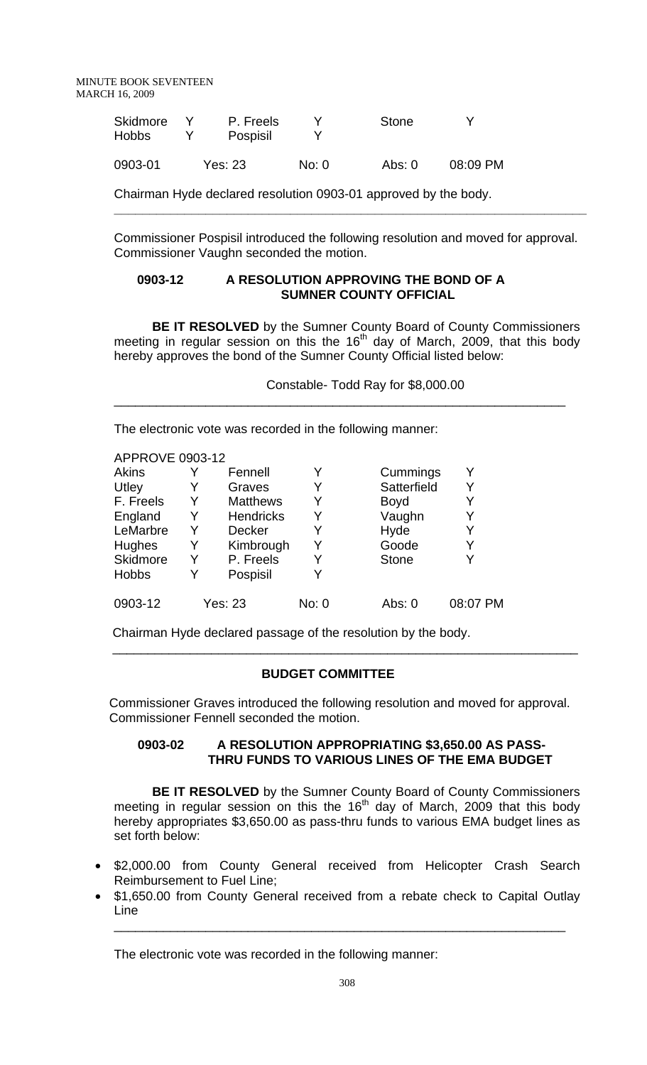| Skidmore | Y | P. Freels | Y | Stone | Y |
|---|---|---|---|---|---|
| Hobbs | Y | Pospisil | Y | | |

| 0903-01 | Yes: 23 | No: 0 | Abs: 0 | 08:09 PM |
|---|---|---|---|---|

Chairman Hyde declared resolution 0903-01 approved by the body.

---

Commissioner Pospisil introduced the following resolution and moved for approval. Commissioner Vaughn seconded the motion.

**0903-12 A RESOLUTION APPROVING THE BOND OF A SUMNER COUNTY OFFICIAL**

**BE IT RESOLVED** by the Sumner County Board of County Commissioners meeting in regular session on this the 16th day of March, 2009, that this body hereby approves the bond of the Sumner County Official listed below:

Constable- Todd Ray for $8,000.00

---

The electronic vote was recorded in the following manner:

APPROVE 0903-12

| Akins | Y | Fennell | Y | Cummings | Y |
|---|---|---|---|---|---|
| Utley | Y | Graves | Y | Satterfield | Y |
| F. Freels | Y | Matthews | Y | Boyd | Y |
| England | Y | Hendricks | Y | Vaughn | Y |
| LeMarbre | Y | Decker | Y | Hyde | Y |
| Hughes | Y | Kimbrough | Y | Goode | Y |
| Skidmore | Y | P. Freels | Y | Stone | Y |
| Hobbs | Y | Pospisil | Y | | |

| 0903-12 | Yes: 23 | No: 0 | Abs: 0 | 08:07 PM |
|---|---|---|---|---|

Chairman Hyde declared passage of the resolution by the body.

---

## BUDGET COMMITTEE

Commissioner Graves introduced the following resolution and moved for approval. Commissioner Fennell seconded the motion.

**0903-02 A RESOLUTION APPROPRIATING $3,650.00 AS PASS-THRU FUNDS TO VARIOUS LINES OF THE EMA BUDGET**

**BE IT RESOLVED** by the Sumner County Board of County Commissioners meeting in regular session on this the 16th day of March, 2009 that this body hereby appropriates $3,650.00 as pass-thru funds to various EMA budget lines as set forth below:

- $2,000.00 from County General received from Helicopter Crash Search Reimbursement to Fuel Line;
- $1,650.00 from County General received from a rebate check to Capital Outlay Line

---

The electronic vote was recorded in the following manner: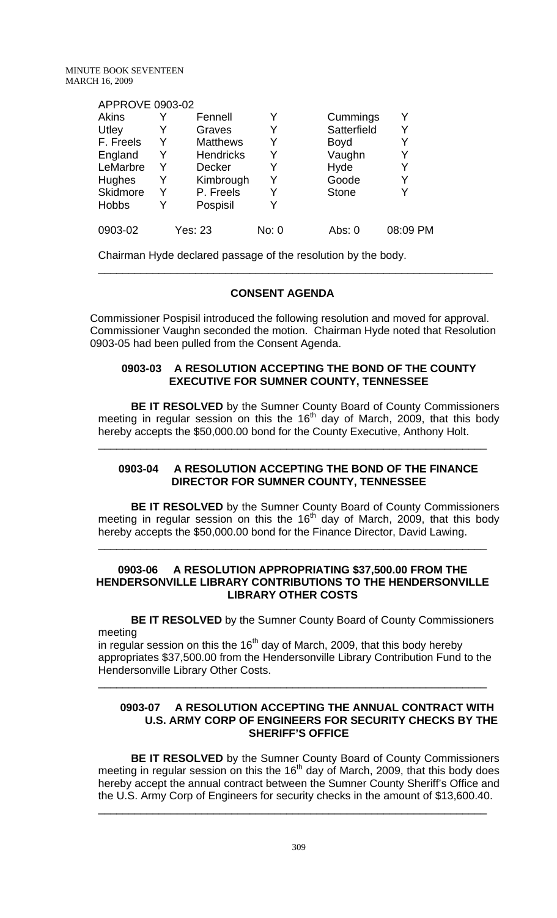APPROVE 0903-02

| | | | | | |
|---|---|---|---|---|---|
| Akins | Y | Fennell | Y | Cummings | Y |
| Utley | Y | Graves | Y | Satterfield | Y |
| F. Freels | Y | Matthews | Y | Boyd | Y |
| England | Y | Hendricks | Y | Vaughn | Y |
| LeMarbre | Y | Decker | Y | Hyde | Y |
| Hughes | Y | Kimbrough | Y | Goode | Y |
| Skidmore | Y | P. Freels | Y | Stone | Y |
| Hobbs | Y | Pospisil | Y | | |
| 0903-02 | | Yes: 23 | No: 0 | Abs: 0 | 08:09 PM |

Chairman Hyde declared passage of the resolution by the body.

---

**CONSENT AGENDA**

Commissioner Pospisil introduced the following resolution and moved for approval. Commissioner Vaughn seconded the motion. Chairman Hyde noted that Resolution 0903-05 had been pulled from the Consent Agenda.

**0903-03 A RESOLUTION ACCEPTING THE BOND OF THE COUNTY EXECUTIVE FOR SUMNER COUNTY, TENNESSEE**

**BE IT RESOLVED** by the Sumner County Board of County Commissioners meeting in regular session on this the 16th day of March, 2009, that this body hereby accepts the $50,000.00 bond for the County Executive, Anthony Holt.

---

**0903-04 A RESOLUTION ACCEPTING THE BOND OF THE FINANCE DIRECTOR FOR SUMNER COUNTY, TENNESSEE**

**BE IT RESOLVED** by the Sumner County Board of County Commissioners meeting in regular session on this the 16th day of March, 2009, that this body hereby accepts the $50,000.00 bond for the Finance Director, David Lawing.

---

**0903-06 A RESOLUTION APPROPRIATING $37,500.00 FROM THE HENDERSONVILLE LIBRARY CONTRIBUTIONS TO THE HENDERSONVILLE LIBRARY OTHER COSTS**

**BE IT RESOLVED** by the Sumner County Board of County Commissioners meeting

in regular session on this the 16th day of March, 2009, that this body hereby appropriates $37,500.00 from the Hendersonville Library Contribution Fund to the Hendersonville Library Other Costs.

---

**0903-07 A RESOLUTION ACCEPTING THE ANNUAL CONTRACT WITH U.S. ARMY CORP OF ENGINEERS FOR SECURITY CHECKS BY THE SHERIFF'S OFFICE**

**BE IT RESOLVED** by the Sumner County Board of County Commissioners meeting in regular session on this the 16th day of March, 2009, that this body does hereby accept the annual contract between the Sumner County Sheriff's Office and the U.S. Army Corp of Engineers for security checks in the amount of $13,600.40.

---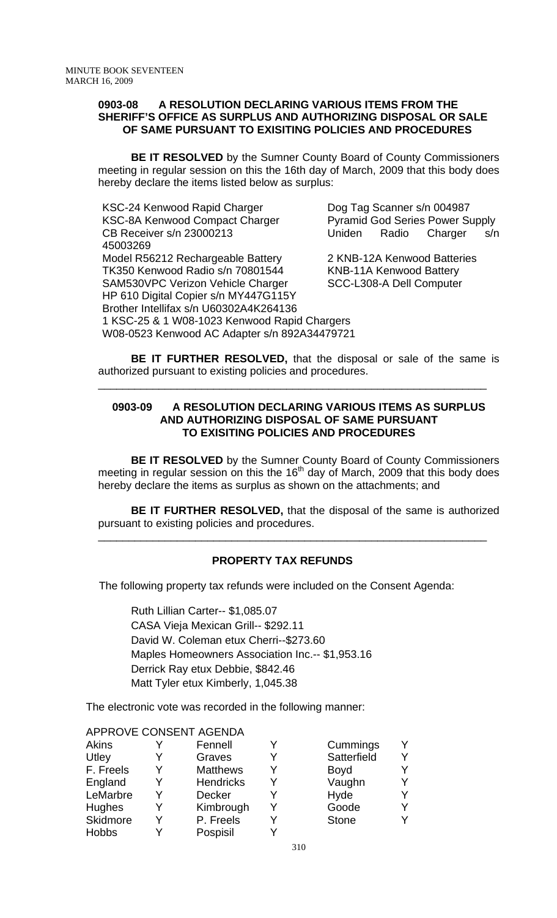**0903-08 A RESOLUTION DECLARING VARIOUS ITEMS FROM THE SHERIFF'S OFFICE AS SURPLUS AND AUTHORIZING DISPOSAL OR SALE OF SAME PURSUANT TO EXISITING POLICIES AND PROCEDURES**

**BE IT RESOLVED** by the Sumner County Board of County Commissioners meeting in regular session on this the 16th day of March, 2009 that this body does hereby declare the items listed below as surplus:

KSC-24 Kenwood Rapid Charger
KSC-8A Kenwood Compact Charger
CB Receiver s/n 23000213
Model R56212 Rechargeable Battery
TK350 Kenwood Radio s/n 70801544
SAM530VPC Verizon Vehicle Charger
HP 610 Digital Copier s/n MY447G115Y
Brother Intellifax s/n U60302A4K264136
1 KSC-25 & 1 W08-1023 Kenwood Rapid Chargers
W08-0523 Kenwood AC Adapter s/n 892A34479721
Dog Tag Scanner s/n 004987
Pyramid God Series Power Supply
Uniden Radio Charger s/n 45003269
2 KNB-12A Kenwood Batteries
KNB-11A Kenwood Battery
SCC-L308-A Dell Computer

**BE IT FURTHER RESOLVED,** that the disposal or sale of the same is authorized pursuant to existing policies and procedures.

---

**0903-09 A RESOLUTION DECLARING VARIOUS ITEMS AS SURPLUS AND AUTHORIZING DISPOSAL OF SAME PURSUANT TO EXISITING POLICIES AND PROCEDURES**

**BE IT RESOLVED** by the Sumner County Board of County Commissioners meeting in regular session on this the 16th day of March, 2009 that this body does hereby declare the items as surplus as shown on the attachments; and

**BE IT FURTHER RESOLVED,** that the disposal of the same is authorized pursuant to existing policies and procedures.

---

**PROPERTY TAX REFUNDS**

The following property tax refunds were included on the Consent Agenda:

Ruth Lillian Carter-- $1,085.07
CASA Vieja Mexican Grill-- $292.11
David W. Coleman etux Cherri--$273.60
Maples Homeowners Association Inc.-- $1,953.16
Derrick Ray etux Debbie, $842.46
Matt Tyler etux Kimberly, 1,045.38

The electronic vote was recorded in the following manner:

APPROVE CONSENT AGENDA

| | | | | | |
|---|---|---|---|---|---|
| Akins | Y | Fennell | Y | Cummings | Y |
| Utley | Y | Graves | Y | Satterfield | Y |
| F. Freels | Y | Matthews | Y | Boyd | Y |
| England | Y | Hendricks | Y | Vaughn | Y |
| LeMarbre | Y | Decker | Y | Hyde | Y |
| Hughes | Y | Kimbrough | Y | Goode | Y |
| Skidmore | Y | P. Freels | Y | Stone | Y |
| Hobbs | Y | Pospisil | Y | | |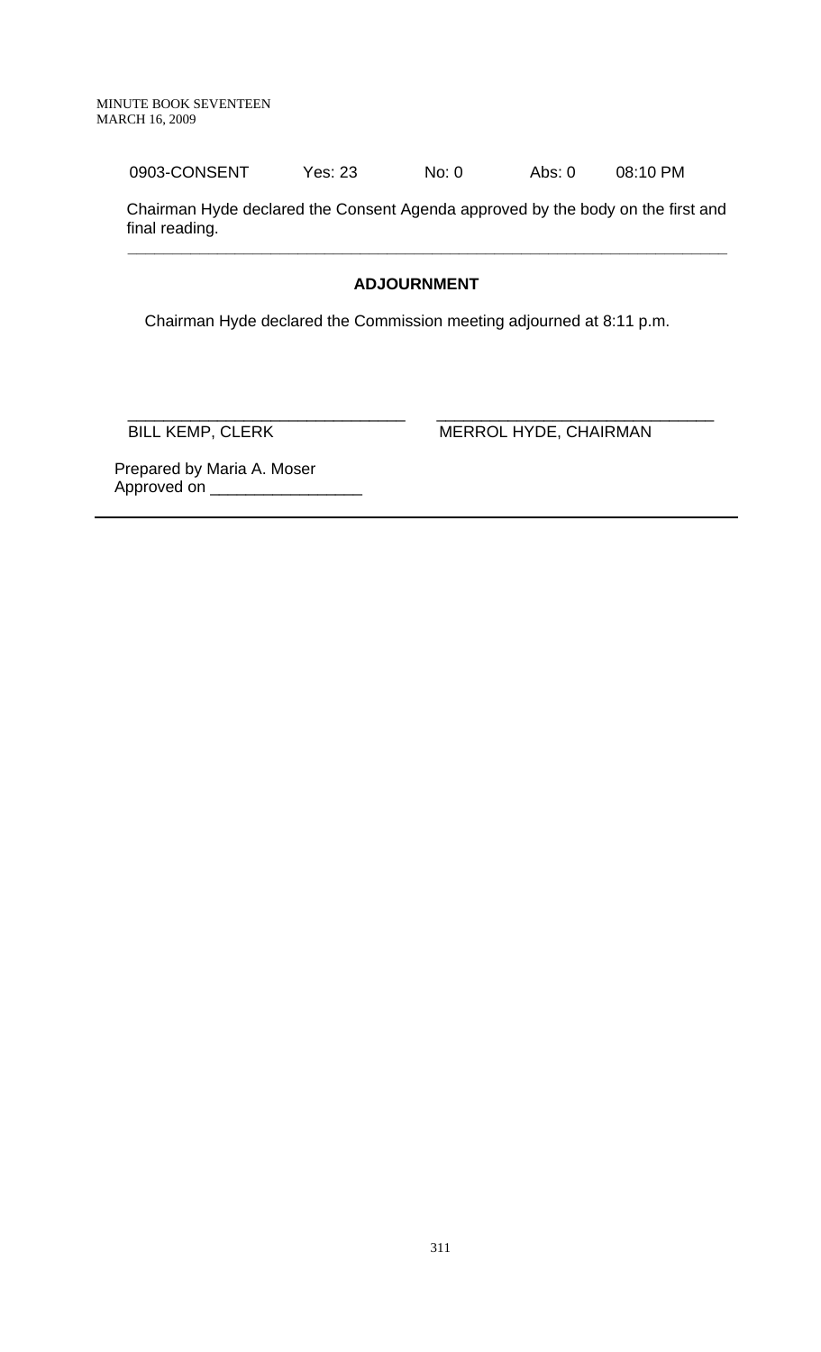| | | | | |
|---|---|---|---|---|
| 0903-CONSENT | Yes: 23 | No: 0 | Abs: 0 | 08:10 PM |

Chairman Hyde declared the Consent Agenda approved by the body on the first and final reading.

---

## ADJOURNMENT

Chairman Hyde declared the Commission meeting adjourned at 8:11 p.m.

_______________________________ _______________________________
BILL KEMP, CLERK MERROL HYDE, CHAIRMAN

Prepared by Maria A. Moser
Approved on _________________